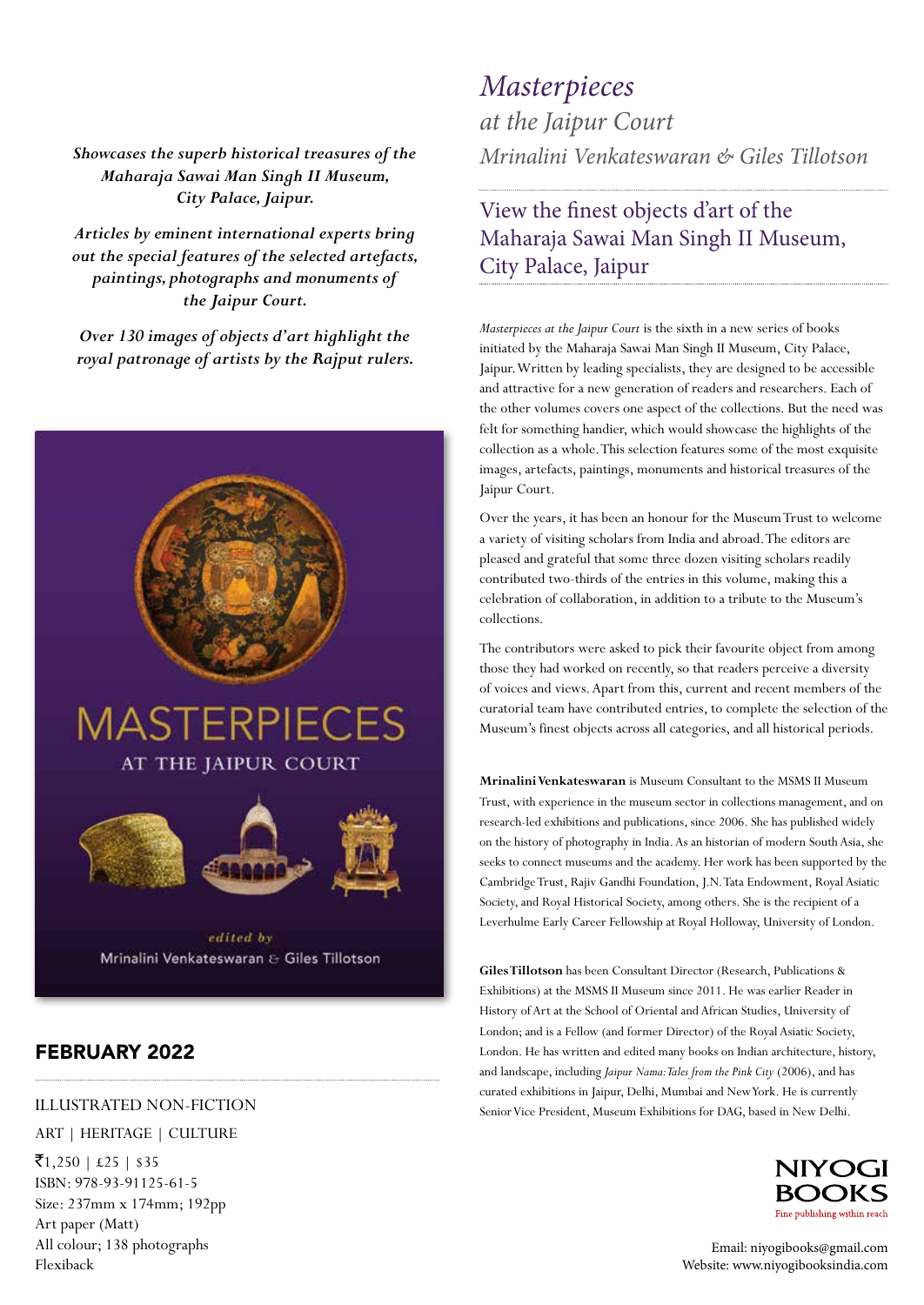# *Masterpieces*

*at the Jaipur Court*

*Mrinalini Venkateswaran & Giles Tillotson*

## View the finest objects d'art of the Maharaja Sawai Man Singh II Museum, City Palace, Jaipur

*Masterpieces at the Jaipur Court* is the sixth in a new series of books initiated by the Maharaja Sawai Man Singh II Museum, City Palace, Jaipur. Written by leading specialists, they are designed to be accessible and attractive for a new generation of readers and researchers. Each of the other volumes covers one aspect of the collections. But the need was felt for something handier, which would showcase the highlights of the collection as a whole. This selection features some of the most exquisite images, artefacts, paintings, monuments and historical treasures of the Jaipur Court.

Over the years, it has been an honour for the Museum Trust to welcome a variety of visiting scholars from India and abroad. The editors are pleased and grateful that some three dozen visiting scholars readily contributed two-thirds of the entries in this volume, making this a celebration of collaboration, in addition to a tribute to the Museum's collections.

The contributors were asked to pick their favourite object from among those they had worked on recently, so that readers perceive a diversity of voices and views. Apart from this, current and recent members of the curatorial team have contributed entries, to complete the selection of the Museum's finest objects across all categories, and all historical periods.

**Mrinalini Venkateswaran** is Museum Consultant to the MSMS II Museum Trust, with experience in the museum sector in collections management, and on research-led exhibitions and publications, since 2006. She has published widely on the history of photography in India. As an historian of modern South Asia, she seeks to connect museums and the academy. Her work has been supported by the Cambridge Trust, Rajiv Gandhi Foundation, J.N. Tata Endowment, Royal Asiatic Society, and Royal Historical Society, among others. She is the recipient of a Leverhulme Early Career Fellowship at Royal Holloway, University of London.

**Giles Tillotson** has been Consultant Director (Research, Publications & Exhibitions) at the MSMS II Museum since 2011. He was earlier Reader in History of Art at the School of Oriental and African Studies, University of London; and is a Fellow (and former Director) of the Royal Asiatic Society, London. He has written and edited many books on Indian architecture, history, and landscape, including *Jaipur Nama: Tales from the Pink City* (2006), and has curated exhibitions in Jaipur, Delhi, Mumbai and New York. He is currently Senior Vice President, Museum Exhibitions for DAG, based in New Delhi.

***Showcases the superb historical treasures of the Maharaja Sawai Man Singh II Museum, City Palace, Jaipur.***

***Articles by eminent international experts bring out the special features of the selected artefacts, paintings, photographs and monuments of the Jaipur Court.***

***Over 130 images of objects d'art highlight the royal patronage of artists by the Rajput rulers.***

MASTERPIECES AT THE JAIPUR COURT

*edited by* Mrinalini Venkateswaran & Giles Tillotson

## FEBRUARY 2022

ILLUSTRATED NON-FICTION

ART | HERITAGE | CULTURE

₹1,250 | £25 | $35
ISBN: 978-93-91125-61-5
Size: 237mm x 174mm; 192pp
Art paper (Matt)
All colour; 138 photographs
Flexiback

NIYOGI BOOKS
Fine publishing within reach

Email: niyogibooks@gmail.com
Website: www.niyogibooksindia.com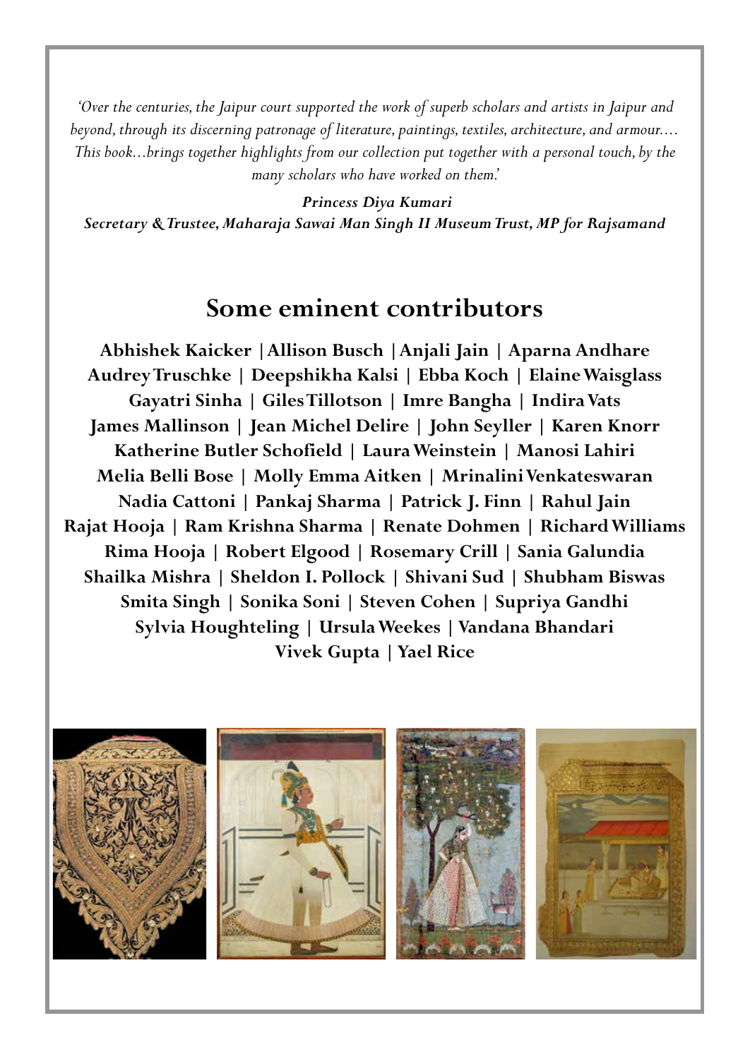*'Over the centuries, the Jaipur court supported the work of superb scholars and artists in Jaipur and beyond, through its discerning patronage of literature, paintings, textiles, architecture, and armour.... This book...brings together highlights from our collection put together with a personal touch, by the many scholars who have worked on them.'*

***Princess Diya Kumari***
***Secretary & Trustee, Maharaja Sawai Man Singh II Museum Trust, MP for Rajsamand***

## Some eminent contributors

**Abhishek Kaicker | Allison Busch | Anjali Jain | Aparna Andhare | Audrey Truschke | Deepshikha Kalsi | Ebba Koch | Elaine Waisglass | Gayatri Sinha | Giles Tillotson | Imre Bangha | Indira Vats | James Mallinson | Jean Michel Delire | John Seyller | Karen Knorr | Katherine Butler Schofield | Laura Weinstein | Manosi Lahiri | Melia Belli Bose | Molly Emma Aitken | Mrinalini Venkateswaran | Nadia Cattoni | Pankaj Sharma | Patrick J. Finn | Rahul Jain | Rajat Hooja | Ram Krishna Sharma | Renate Dohmen | Richard Williams | Rima Hooja | Robert Elgood | Rosemary Crill | Sania Galundia | Shailka Mishra | Sheldon I. Pollock | Shivani Sud | Shubham Biswas | Smita Singh | Sonika Soni | Steven Cohen | Supriya Gandhi | Sylvia Houghteling | Ursula Weekes | Vandana Bhandari | Vivek Gupta | Yael Rice**